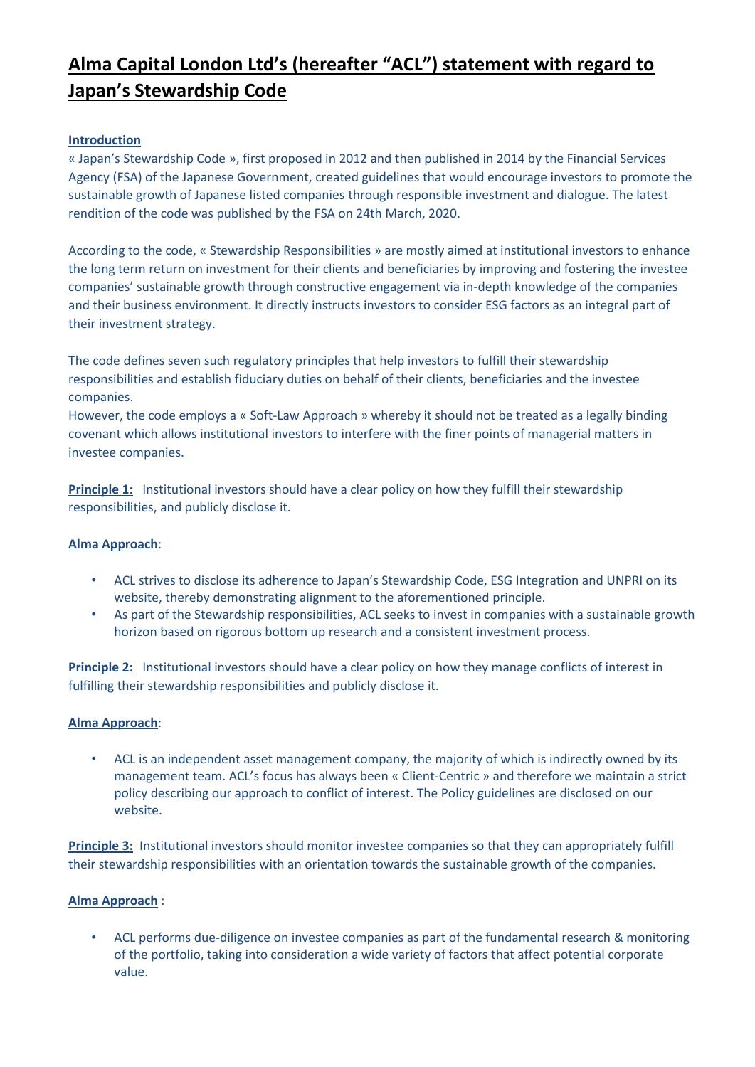// Alma Capital London Ltd's (hereafter "ACL") statement with regard to Japan's Stewardship Code

**Introduction**

« Japan's Stewardship Code », first proposed in 2012 and then published in 2014 by the Financial Services Agency (FSA) of the Japanese Government, created guidelines that would encourage investors to promote the sustainable growth of Japanese listed companies through responsible investment and dialogue. The latest rendition of the code was published by the FSA on 24th March, 2020.

According to the code, « Stewardship Responsibilities » are mostly aimed at institutional investors to enhance the long term return on investment for their clients and beneficiaries by improving and fostering the investee companies' sustainable growth through constructive engagement via in-depth knowledge of the companies and their business environment. It directly instructs investors to consider ESG factors as an integral part of their investment strategy.

The code defines seven such regulatory principles that help investors to fulfill their stewardship responsibilities and establish fiduciary duties on behalf of their clients, beneficiaries and the investee companies.
However, the code employs a « Soft-Law Approach » whereby it should not be treated as a legally binding covenant which allows institutional investors to interfere with the finer points of managerial matters in investee companies.

**Principle 1:** Institutional investors should have a clear policy on how they fulfill their stewardship responsibilities, and publicly disclose it.

**Alma Approach**:

- ACL strives to disclose its adherence to Japan's Stewardship Code, ESG Integration and UNPRI on its website, thereby demonstrating alignment to the aforementioned principle.
- As part of the Stewardship responsibilities, ACL seeks to invest in companies with a sustainable growth horizon based on rigorous bottom up research and a consistent investment process.

**Principle 2:** Institutional investors should have a clear policy on how they manage conflicts of interest in fulfilling their stewardship responsibilities and publicly disclose it.

**Alma Approach**:

- ACL is an independent asset management company, the majority of which is indirectly owned by its management team. ACL's focus has always been « Client-Centric » and therefore we maintain a strict policy describing our approach to conflict of interest. The Policy guidelines are disclosed on our website.

**Principle 3:** Institutional investors should monitor investee companies so that they can appropriately fulfill their stewardship responsibilities with an orientation towards the sustainable growth of the companies.

**Alma Approach** :

- ACL performs due-diligence on investee companies as part of the fundamental research & monitoring of the portfolio, taking into consideration a wide variety of factors that affect potential corporate value.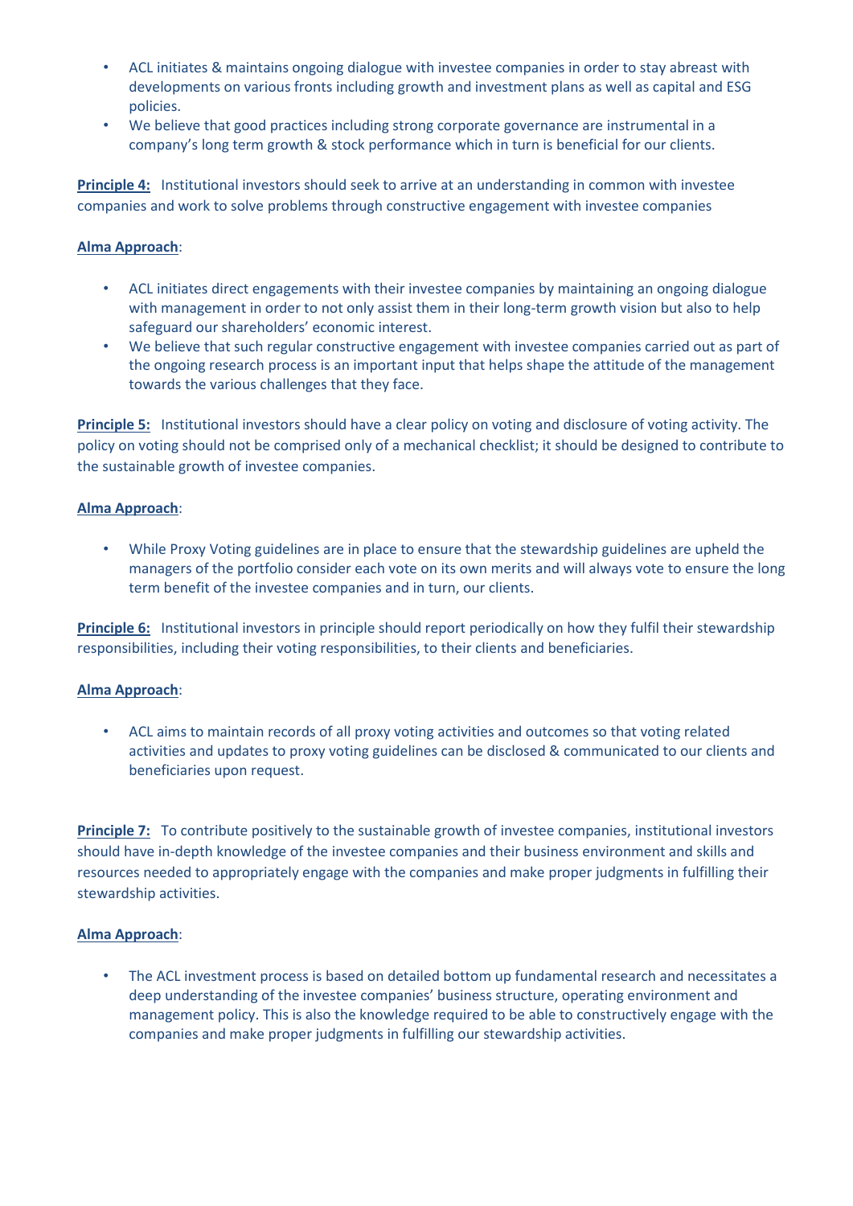- ACL initiates & maintains ongoing dialogue with investee companies in order to stay abreast with developments on various fronts including growth and investment plans as well as capital and ESG policies.
- We believe that good practices including strong corporate governance are instrumental in a company's long term growth & stock performance which in turn is beneficial for our clients.

**Principle 4:** Institutional investors should seek to arrive at an understanding in common with investee companies and work to solve problems through constructive engagement with investee companies

**Alma Approach**:

- ACL initiates direct engagements with their investee companies by maintaining an ongoing dialogue with management in order to not only assist them in their long-term growth vision but also to help safeguard our shareholders' economic interest.
- We believe that such regular constructive engagement with investee companies carried out as part of the ongoing research process is an important input that helps shape the attitude of the management towards the various challenges that they face.

**Principle 5:** Institutional investors should have a clear policy on voting and disclosure of voting activity. The policy on voting should not be comprised only of a mechanical checklist; it should be designed to contribute to the sustainable growth of investee companies.

**Alma Approach**:

- While Proxy Voting guidelines are in place to ensure that the stewardship guidelines are upheld the managers of the portfolio consider each vote on its own merits and will always vote to ensure the long term benefit of the investee companies and in turn, our clients.

**Principle 6:** Institutional investors in principle should report periodically on how they fulfil their stewardship responsibilities, including their voting responsibilities, to their clients and beneficiaries.

**Alma Approach**:

- ACL aims to maintain records of all proxy voting activities and outcomes so that voting related activities and updates to proxy voting guidelines can be disclosed & communicated to our clients and beneficiaries upon request.

**Principle 7:** To contribute positively to the sustainable growth of investee companies, institutional investors should have in-depth knowledge of the investee companies and their business environment and skills and resources needed to appropriately engage with the companies and make proper judgments in fulfilling their stewardship activities.

**Alma Approach**:

- The ACL investment process is based on detailed bottom up fundamental research and necessitates a deep understanding of the investee companies' business structure, operating environment and management policy. This is also the knowledge required to be able to constructively engage with the companies and make proper judgments in fulfilling our stewardship activities.